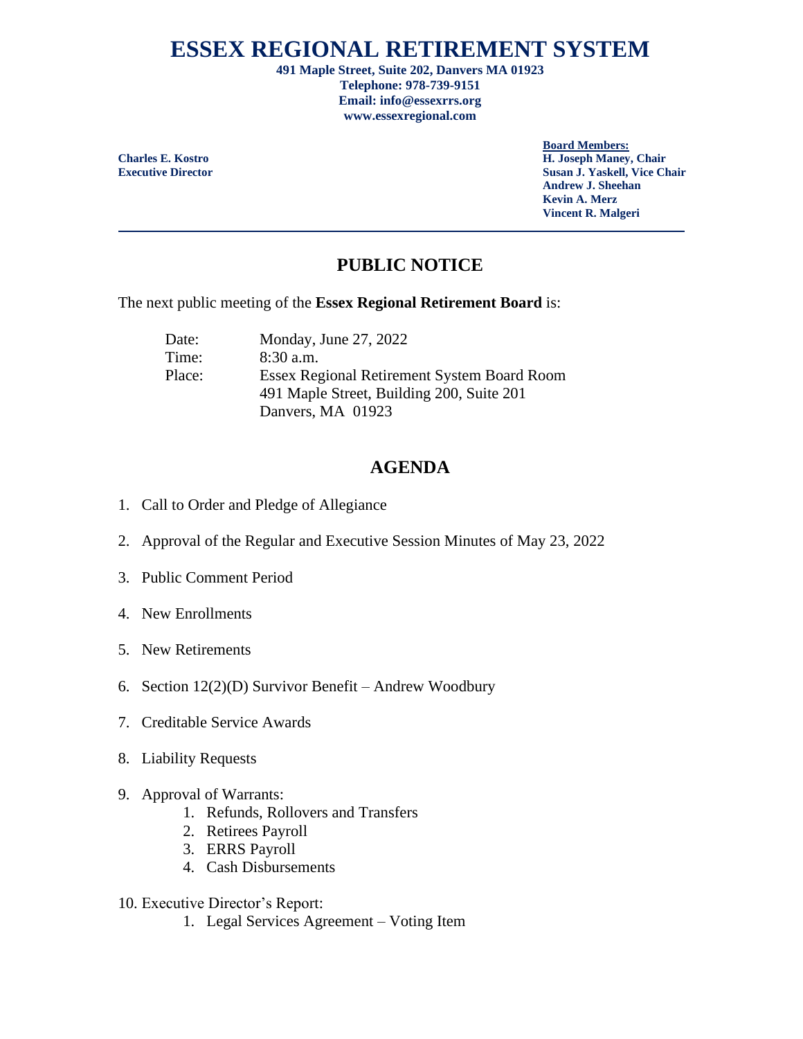# ESSEX REGIONAL RETIREMENT SYSTEM

**491 Maple Street, Suite 202, Danvers MA 01923**
**Telephone: 978-739-9151**
**Email: info@essexrrs.org**
**www.essexregional.com**

**Charles E. Kostro**
**Executive Director**

**Board Members:**
**H. Joseph Maney, Chair**
**Susan J. Yaskell, Vice Chair**
**Andrew J. Sheehan**
**Kevin A. Merz**
**Vincent R. Malgeri**

---

## PUBLIC NOTICE

The next public meeting of the **Essex Regional Retirement Board** is:

Date: Monday, June 27, 2022
Time: 8:30 a.m.
Place: Essex Regional Retirement System Board Room
491 Maple Street, Building 200, Suite 201
Danvers, MA 01923

## AGENDA

1. Call to Order and Pledge of Allegiance
2. Approval of the Regular and Executive Session Minutes of May 23, 2022
3. Public Comment Period
4. New Enrollments
5. New Retirements
6. Section 12(2)(D) Survivor Benefit – Andrew Woodbury
7. Creditable Service Awards
8. Liability Requests
9. Approval of Warrants:
   1. Refunds, Rollovers and Transfers
   2. Retirees Payroll
   3. ERRS Payroll
   4. Cash Disbursements
10. Executive Director's Report:
    1. Legal Services Agreement – Voting Item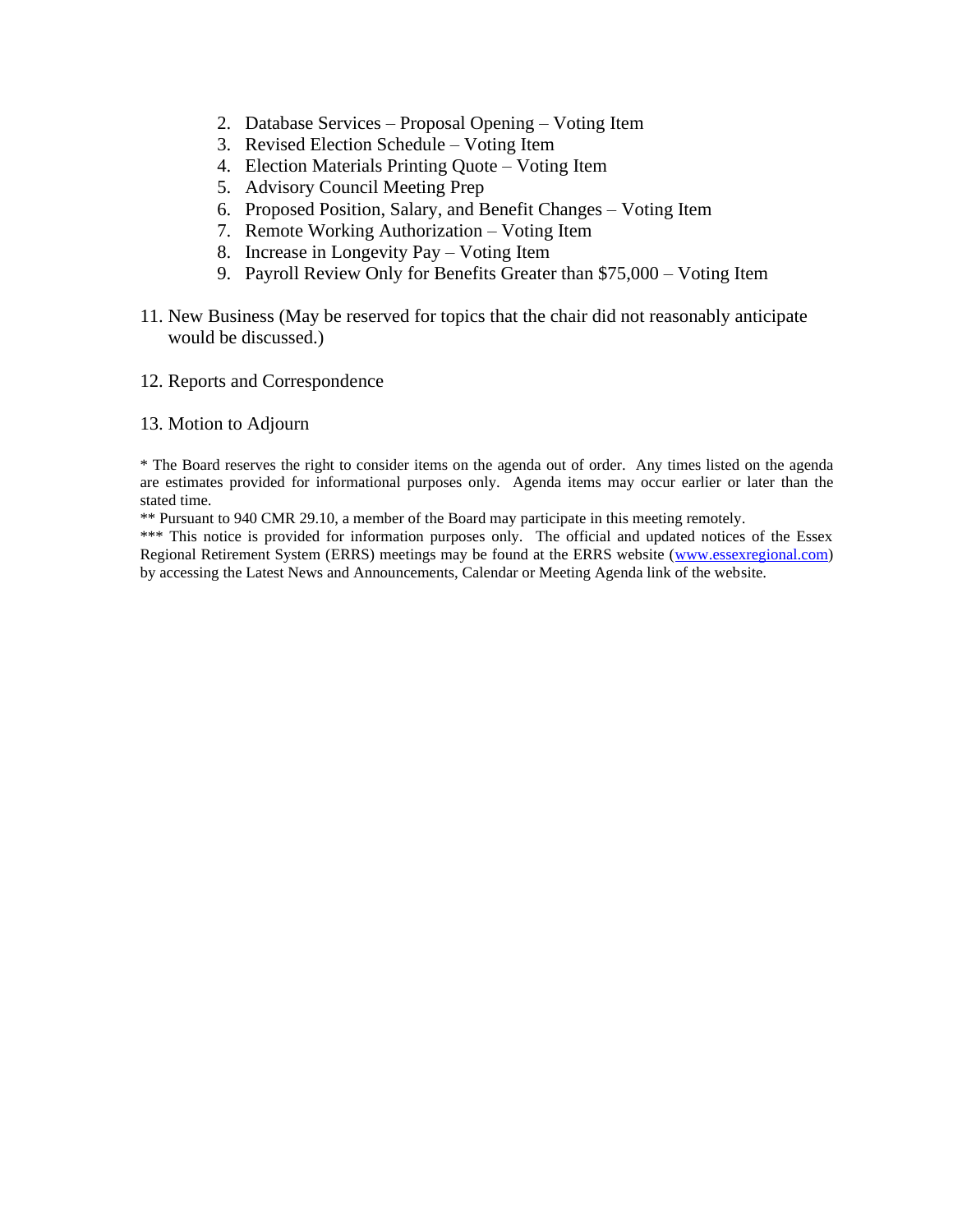2. Database Services – Proposal Opening – Voting Item
3. Revised Election Schedule – Voting Item
4. Election Materials Printing Quote – Voting Item
5. Advisory Council Meeting Prep
6. Proposed Position, Salary, and Benefit Changes – Voting Item
7. Remote Working Authorization – Voting Item
8. Increase in Longevity Pay – Voting Item
9. Payroll Review Only for Benefits Greater than $75,000 – Voting Item

11. New Business (May be reserved for topics that the chair did not reasonably anticipate would be discussed.)

12. Reports and Correspondence

13. Motion to Adjourn

* The Board reserves the right to consider items on the agenda out of order. Any times listed on the agenda are estimates provided for informational purposes only. Agenda items may occur earlier or later than the stated time.

** Pursuant to 940 CMR 29.10, a member of the Board may participate in this meeting remotely.

*** This notice is provided for information purposes only. The official and updated notices of the Essex Regional Retirement System (ERRS) meetings may be found at the ERRS website ([www.essexregional.com](http://www.essexregional.com)) by accessing the Latest News and Announcements, Calendar or Meeting Agenda link of the website.